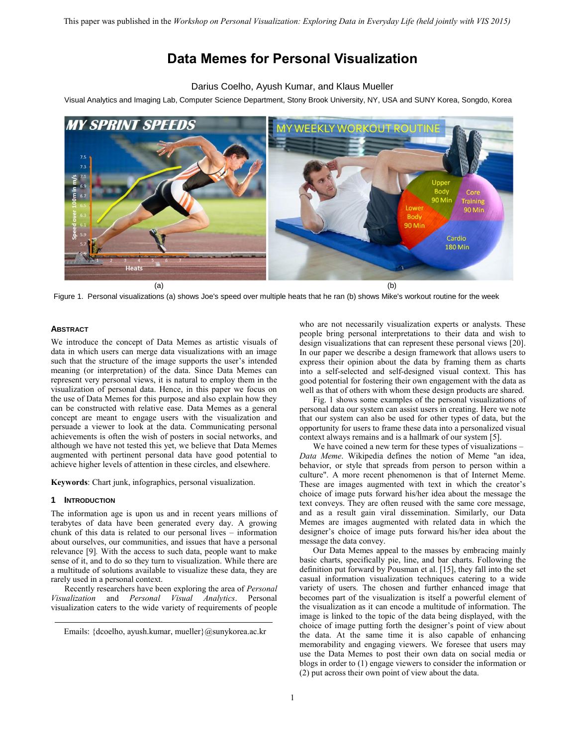This paper was published in the *Workshop on Personal Visualization: Exploring Data in Everyday Life (held jointly with VIS 2015)*

# Data Memes for Personal Visualization

Darius Coelho, Ayush Kumar, and Klaus Mueller

Visual Analytics and Imaging Lab, Computer Science Department, Stony Brook University, NY, USA and SUNY Korea, Songdo, Korea

Figure 1. Personal visualizations (a) shows Joe's speed over multiple heats that he ran (b) shows Mike's workout routine for the week

## Abstract

We introduce the concept of Data Memes as artistic visuals of data in which users can merge data visualizations with an image such that the structure of the image supports the user's intended meaning (or interpretation) of the data. Since Data Memes can represent very personal views, it is natural to employ them in the visualization of personal data. Hence, in this paper we focus on the use of Data Memes for this purpose and also explain how they can be constructed with relative ease. Data Memes as a general concept are meant to engage users with the visualization and persuade a viewer to look at the data. Communicating personal achievements is often the wish of posters in social networks, and although we have not tested this yet, we believe that Data Memes augmented with pertinent personal data have good potential to achieve higher levels of attention in these circles, and elsewhere.

**Keywords**: Chart junk, infographics, personal visualization.

## 1 Introduction

The information age is upon us and in recent years millions of terabytes of data have been generated every day. A growing chunk of this data is related to our personal lives – information about ourselves, our communities, and issues that have a personal relevance [9]. With the access to such data, people want to make sense of it, and to do so they turn to visualization. While there are a multitude of solutions available to visualize these data, they are rarely used in a personal context.

Recently researchers have been exploring the area of *Personal Visualization* and *Personal Visual Analytics*. Personal visualization caters to the wide variety of requirements of people who are not necessarily visualization experts or analysts. These people bring personal interpretations to their data and wish to design visualizations that can represent these personal views [20]. In our paper we describe a design framework that allows users to express their opinion about the data by framing them as charts into a self-selected and self-designed visual context. This has good potential for fostering their own engagement with the data as well as that of others with whom these design products are shared.

Fig. 1 shows some examples of the personal visualizations of personal data our system can assist users in creating. Here we note that our system can also be used for other types of data, but the opportunity for users to frame these data into a personalized visual context always remains and is a hallmark of our system [5].

We have coined a new term for these types of visualizations – *Data Meme*. Wikipedia defines the notion of Meme "an idea, behavior, or style that spreads from person to person within a culture". A more recent phenomenon is that of Internet Meme. These are images augmented with text in which the creator's choice of image puts forward his/her idea about the message the text conveys. They are often reused with the same core message, and as a result gain viral dissemination. Similarly, our Data Memes are images augmented with related data in which the designer's choice of image puts forward his/her idea about the message the data convey.

Our Data Memes appeal to the masses by embracing mainly basic charts, specifically pie, line, and bar charts. Following the definition put forward by Pousman et al. [15], they fall into the set casual information visualization techniques catering to a wide variety of users. The chosen and further enhanced image that becomes part of the visualization is itself a powerful element of the visualization as it can encode a multitude of information. The image is linked to the topic of the data being displayed, with the choice of image putting forth the designer's point of view about the data. At the same time it is also capable of enhancing memorability and engaging viewers. We foresee that users may use the Data Memes to post their own data on social media or blogs in order to (1) engage viewers to consider the information or (2) put across their own point of view about the data.

Emails: {dcoelho, ayush.kumar, mueller}@sunykorea.ac.kr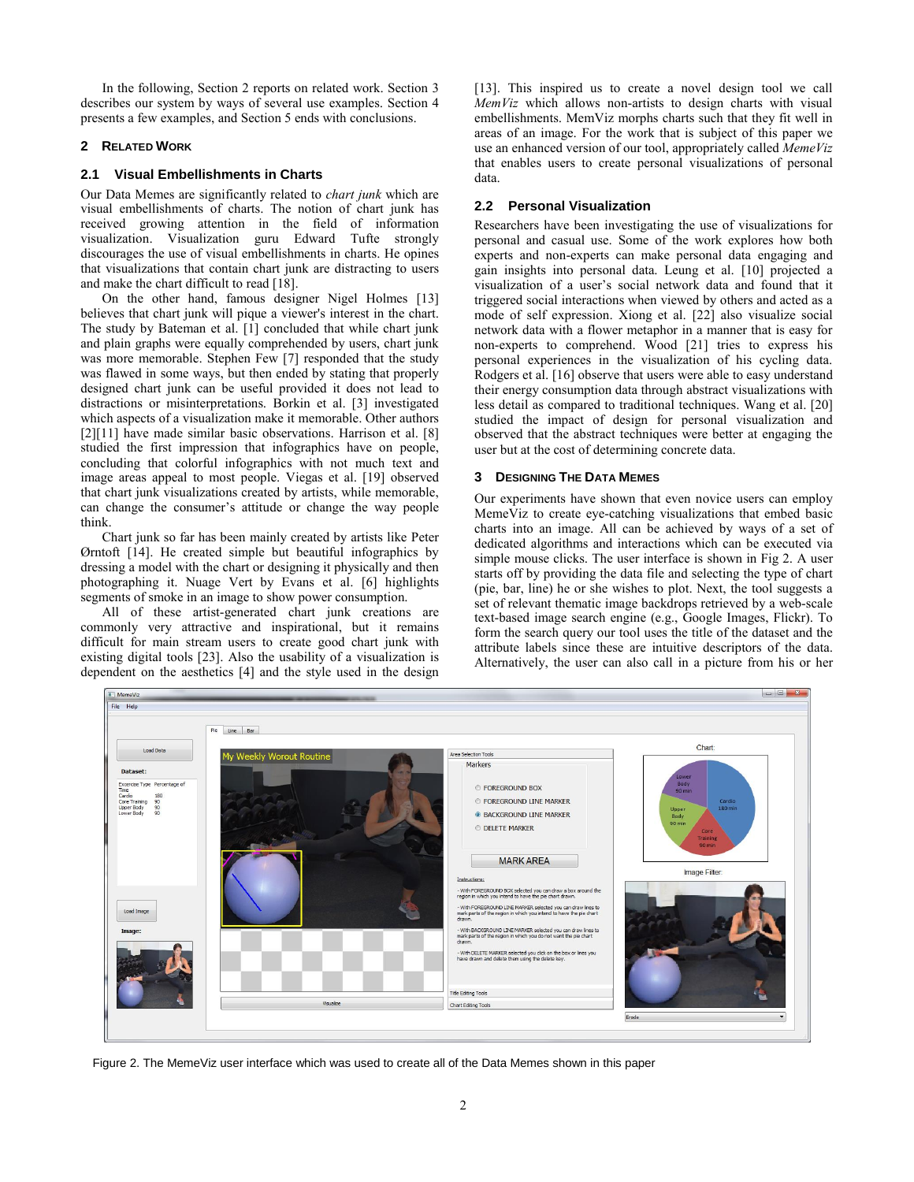In the following, Section 2 reports on related work. Section 3 describes our system by ways of several use examples. Section 4 presents a few examples, and Section 5 ends with conclusions.

## 2 Related Work

### 2.1 Visual Embellishments in Charts

Our Data Memes are significantly related to *chart junk* which are visual embellishments of charts. The notion of chart junk has received growing attention in the field of information visualization. Visualization guru Edward Tufte strongly discourages the use of visual embellishments in charts. He opines that visualizations that contain chart junk are distracting to users and make the chart difficult to read [18].

On the other hand, famous designer Nigel Holmes [13] believes that chart junk will pique a viewer's interest in the chart. The study by Bateman et al. [1] concluded that while chart junk and plain graphs were equally comprehended by users, chart junk was more memorable. Stephen Few [7] responded that the study was flawed in some ways, but then ended by stating that properly designed chart junk can be useful provided it does not lead to distractions or misinterpretations. Borkin et al. [3] investigated which aspects of a visualization make it memorable. Other authors [2][11] have made similar basic observations. Harrison et al. [8] studied the first impression that infographics have on people, concluding that colorful infographics with not much text and image areas appeal to most people. Viegas et al. [19] observed that chart junk visualizations created by artists, while memorable, can change the consumer's attitude or change the way people think.

Chart junk so far has been mainly created by artists like Peter Ørntoft [14]. He created simple but beautiful infographics by dressing a model with the chart or designing it physically and then photographing it. Nuage Vert by Evans et al. [6] highlights segments of smoke in an image to show power consumption.

All of these artist-generated chart junk creations are commonly very attractive and inspirational, but it remains difficult for main stream users to create good chart junk with existing digital tools [23]. Also the usability of a visualization is dependent on the aesthetics [4] and the style used in the design [13]. This inspired us to create a novel design tool we call *MemViz* which allows non-artists to design charts with visual embellishments. MemViz morphs charts such that they fit well in areas of an image. For the work that is subject of this paper we use an enhanced version of our tool, appropriately called *MemeViz* that enables users to create personal visualizations of personal data.

### 2.2 Personal Visualization

Researchers have been investigating the use of visualizations for personal and casual use. Some of the work explores how both experts and non-experts can make personal data engaging and gain insights into personal data. Leung et al. [10] projected a visualization of a user's social network data and found that it triggered social interactions when viewed by others and acted as a mode of self expression. Xiong et al. [22] also visualize social network data with a flower metaphor in a manner that is easy for non-experts to comprehend. Wood [21] tries to express his personal experiences in the visualization of his cycling data. Rodgers et al. [16] observe that users were able to easy understand their energy consumption data through abstract visualizations with less detail as compared to traditional techniques. Wang et al. [20] studied the impact of design for personal visualization and observed that the abstract techniques were better at engaging the user but at the cost of determining concrete data.

## 3 Designing The Data Memes

Our experiments have shown that even novice users can employ MemeViz to create eye-catching visualizations that embed basic charts into an image. All can be achieved by ways of a set of dedicated algorithms and interactions which can be executed via simple mouse clicks. The user interface is shown in Fig 2. A user starts off by providing the data file and selecting the type of chart (pie, bar, line) he or she wishes to plot. Next, the tool suggests a set of relevant thematic image backdrops retrieved by a web-scale text-based image search engine (e.g., Google Images, Flickr). To form the search query our tool uses the title of the dataset and the attribute labels since these are intuitive descriptors of the data. Alternatively, the user can also call in a picture from his or her

Figure 2. The MemeViz user interface which was used to create all of the Data Memes shown in this paper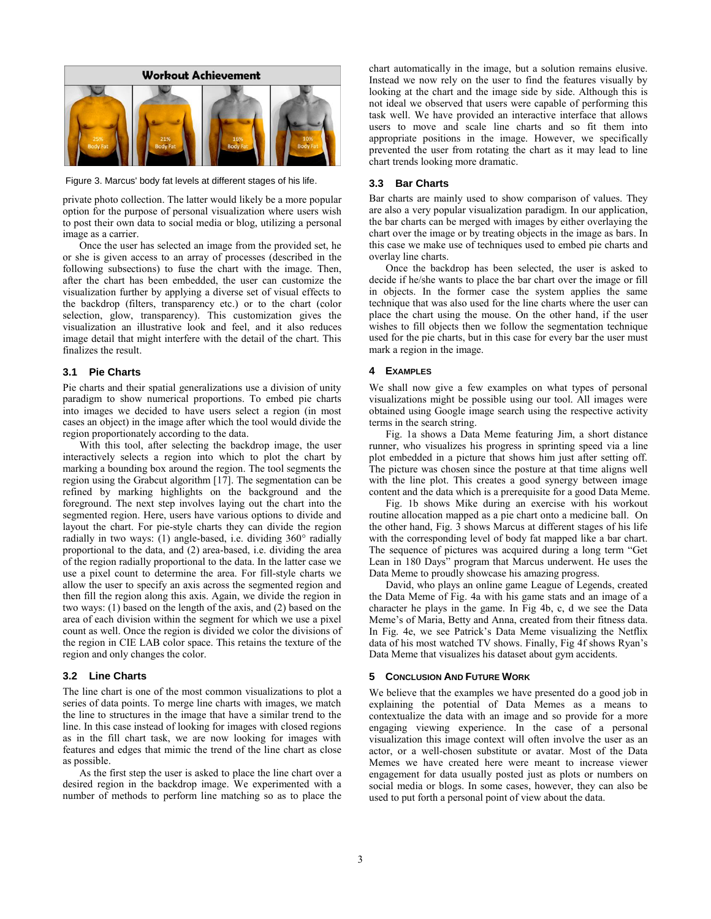Figure 3. Marcus' body fat levels at different stages of his life.

private photo collection. The latter would likely be a more popular option for the purpose of personal visualization where users wish to post their own data to social media or blog, utilizing a personal image as a carrier.

Once the user has selected an image from the provided set, he or she is given access to an array of processes (described in the following subsections) to fuse the chart with the image. Then, after the chart has been embedded, the user can customize the visualization further by applying a diverse set of visual effects to the backdrop (filters, transparency etc.) or to the chart (color selection, glow, transparency). This customization gives the visualization an illustrative look and feel, and it also reduces image detail that might interfere with the detail of the chart. This finalizes the result.

### 3.1 Pie Charts

Pie charts and their spatial generalizations use a division of unity paradigm to show numerical proportions. To embed pie charts into images we decided to have users select a region (in most cases an object) in the image after which the tool would divide the region proportionately according to the data.

With this tool, after selecting the backdrop image, the user interactively selects a region into which to plot the chart by marking a bounding box around the region. The tool segments the region using the Grabcut algorithm [17]. The segmentation can be refined by marking highlights on the background and the foreground. The next step involves laying out the chart into the segmented region. Here, users have various options to divide and layout the chart. For pie-style charts they can divide the region radially in two ways: (1) angle-based, i.e. dividing 360° radially proportional to the data, and (2) area-based, i.e. dividing the area of the region radially proportional to the data. In the latter case we use a pixel count to determine the area. For fill-style charts we allow the user to specify an axis across the segmented region and then fill the region along this axis. Again, we divide the region in two ways: (1) based on the length of the axis, and (2) based on the area of each division within the segment for which we use a pixel count as well. Once the region is divided we color the divisions of the region in CIE LAB color space. This retains the texture of the region and only changes the color.

### 3.2 Line Charts

The line chart is one of the most common visualizations to plot a series of data points. To merge line charts with images, we match the line to structures in the image that have a similar trend to the line. In this case instead of looking for images with closed regions as in the fill chart task, we are now looking for images with features and edges that mimic the trend of the line chart as close as possible.

As the first step the user is asked to place the line chart over a desired region in the backdrop image. We experimented with a number of methods to perform line matching so as to place the chart automatically in the image, but a solution remains elusive. Instead we now rely on the user to find the features visually by looking at the chart and the image side by side. Although this is not ideal we observed that users were capable of performing this task well. We have provided an interactive interface that allows users to move and scale line charts and so fit them into appropriate positions in the image. However, we specifically prevented the user from rotating the chart as it may lead to line chart trends looking more dramatic.

### 3.3 Bar Charts

Bar charts are mainly used to show comparison of values. They are also a very popular visualization paradigm. In our application, the bar charts can be merged with images by either overlaying the chart over the image or by treating objects in the image as bars. In this case we make use of techniques used to embed pie charts and overlay line charts.

Once the backdrop has been selected, the user is asked to decide if he/she wants to place the bar chart over the image or fill in objects. In the former case the system applies the same technique that was also used for the line charts where the user can place the chart using the mouse. On the other hand, if the user wishes to fill objects then we follow the segmentation technique used for the pie charts, but in this case for every bar the user must mark a region in the image.

## 4 Examples

We shall now give a few examples on what types of personal visualizations might be possible using our tool. All images were obtained using Google image search using the respective activity terms in the search string.

Fig. 1a shows a Data Meme featuring Jim, a short distance runner, who visualizes his progress in sprinting speed via a line plot embedded in a picture that shows him just after setting off. The picture was chosen since the posture at that time aligns well with the line plot. This creates a good synergy between image content and the data which is a prerequisite for a good Data Meme.

Fig. 1b shows Mike during an exercise with his workout routine allocation mapped as a pie chart onto a medicine ball. On the other hand, Fig. 3 shows Marcus at different stages of his life with the corresponding level of body fat mapped like a bar chart. The sequence of pictures was acquired during a long term "Get Lean in 180 Days" program that Marcus underwent. He uses the Data Meme to proudly showcase his amazing progress.

David, who plays an online game League of Legends, created the Data Meme of Fig. 4a with his game stats and an image of a character he plays in the game. In Fig 4b, c, d we see the Data Meme's of Maria, Betty and Anna, created from their fitness data. In Fig. 4e, we see Patrick's Data Meme visualizing the Netflix data of his most watched TV shows. Finally, Fig 4f shows Ryan's Data Meme that visualizes his dataset about gym accidents.

## 5 Conclusion And Future Work

We believe that the examples we have presented do a good job in explaining the potential of Data Memes as a means to contextualize the data with an image and so provide for a more engaging viewing experience. In the case of a personal visualization this image context will often involve the user as an actor, or a well-chosen substitute or avatar. Most of the Data Memes we have created here were meant to increase viewer engagement for data usually posted just as plots or numbers on social media or blogs. In some cases, however, they can also be used to put forth a personal point of view about the data.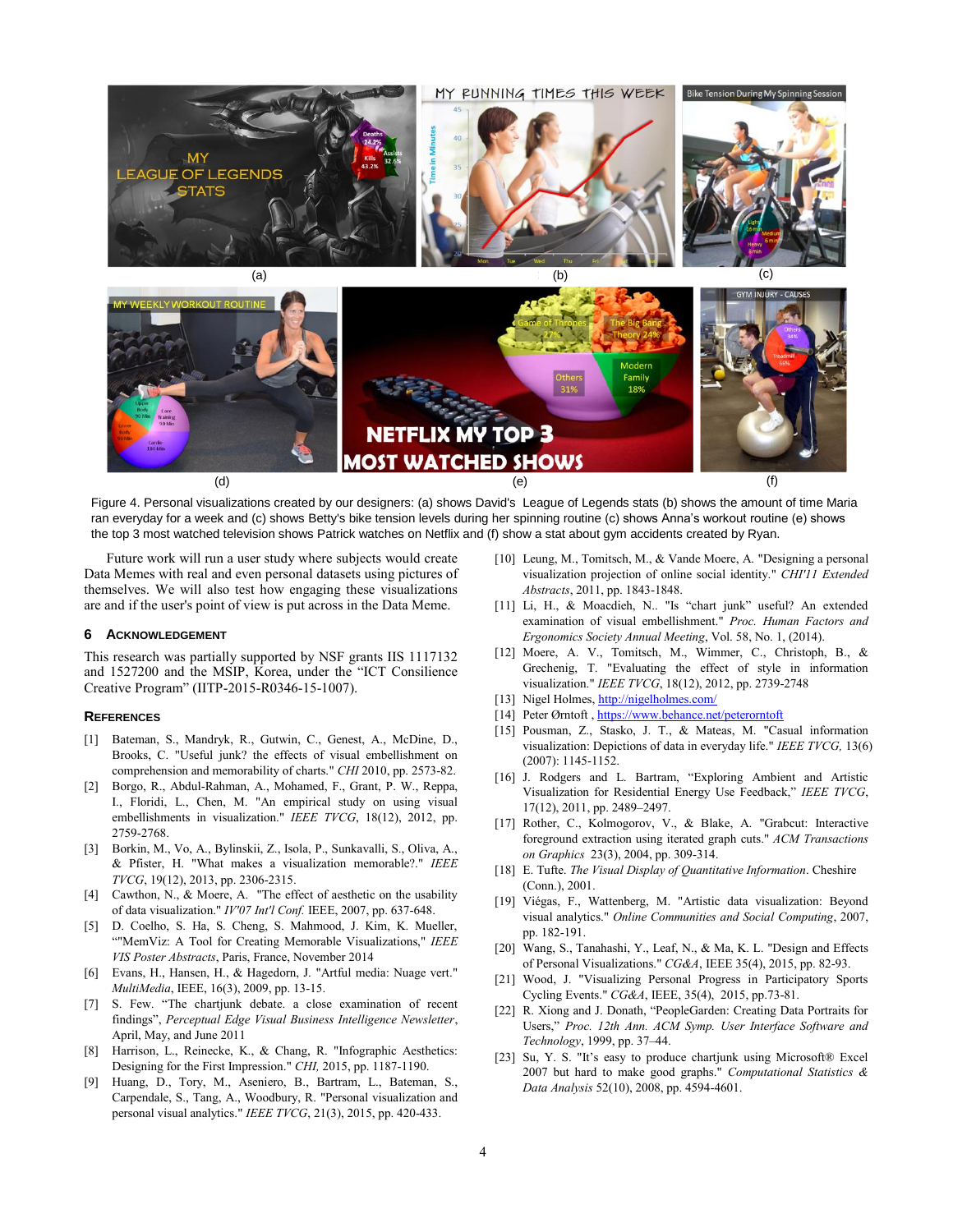Figure 4. Personal visualizations created by our designers: (a) shows David's League of Legends stats (b) shows the amount of time Maria ran everyday for a week and (c) shows Betty's bike tension levels during her spinning routine (c) shows Anna's workout routine (e) shows the top 3 most watched television shows Patrick watches on Netflix and (f) show a stat about gym accidents created by Ryan.

Future work will run a user study where subjects would create Data Memes with real and even personal datasets using pictures of themselves. We will also test how engaging these visualizations are and if the user's point of view is put across in the Data Meme.

## 6 Acknowledgement

This research was partially supported by NSF grants IIS 1117132 and 1527200 and the MSIP, Korea, under the "ICT Consilience Creative Program" (IITP-2015-R0346-15-1007).

## References

[1] Bateman, S., Mandryk, R., Gutwin, C., Genest, A., McDine, D., Brooks, C. "Useful junk? the effects of visual embellishment on comprehension and memorability of charts." *CHI* 2010, pp. 2573-82.

[2] Borgo, R., Abdul-Rahman, A., Mohamed, F., Grant, P. W., Reppa, I., Floridi, L., Chen, M. "An empirical study on using visual embellishments in visualization." *IEEE TVCG*, 18(12), 2012, pp. 2759-2768.

[3] Borkin, M., Vo, A., Bylinskii, Z., Isola, P., Sunkavalli, S., Oliva, A., & Pfister, H. "What makes a visualization memorable?." *IEEE TVCG*, 19(12), 2013, pp. 2306-2315.

[4] Cawthon, N., & Moere, A. "The effect of aesthetic on the usability of data visualization." *IV'07 Int'l Conf.* IEEE, 2007, pp. 637-648.

[5] D. Coelho, S. Ha, S. Cheng, S. Mahmood, J. Kim, K. Mueller, ""MemViz: A Tool for Creating Memorable Visualizations," *IEEE VIS Poster Abstracts*, Paris, France, November 2014

[6] Evans, H., Hansen, H., & Hagedorn, J. "Artful media: Nuage vert." *MultiMedia*, IEEE, 16(3), 2009, pp. 13-15.

[7] S. Few. "The chartjunk debate. a close examination of recent findings", *Perceptual Edge Visual Business Intelligence Newsletter*, April, May, and June 2011

[8] Harrison, L., Reinecke, K., & Chang, R. "Infographic Aesthetics: Designing for the First Impression." *CHI*, 2015, pp. 1187-1190.

[9] Huang, D., Tory, M., Aseniero, B., Bartram, L., Bateman, S., Carpendale, S., Tang, A., Woodbury, R. "Personal visualization and personal visual analytics." *IEEE TVCG*, 21(3), 2015, pp. 420-433.

[10] Leung, M., Tomitsch, M., & Vande Moere, A. "Designing a personal visualization projection of online social identity." *CHI'11 Extended Abstracts*, 2011, pp. 1843-1848.

[11] Li, H., & Moacdieh, N.. "Is "chart junk" useful? An extended examination of visual embellishment." *Proc. Human Factors and Ergonomics Society Annual Meeting*, Vol. 58, No. 1, (2014).

[12] Moere, A. V., Tomitsch, M., Wimmer, C., Christoph, B., & Grechenig, T. "Evaluating the effect of style in information visualization." *IEEE TVCG*, 18(12), 2012, pp. 2739-2748

[13] Nigel Holmes, http://nigelholmes.com/

[14] Peter Ørntoft , https://www.behance.net/peterorntoft

[15] Pousman, Z., Stasko, J. T., & Mateas, M. "Casual information visualization: Depictions of data in everyday life." *IEEE TVCG*, 13(6) (2007): 1145-1152.

[16] J. Rodgers and L. Bartram, "Exploring Ambient and Artistic Visualization for Residential Energy Use Feedback," *IEEE TVCG*, 17(12), 2011, pp. 2489–2497.

[17] Rother, C., Kolmogorov, V., & Blake, A. "Grabcut: Interactive foreground extraction using iterated graph cuts." *ACM Transactions on Graphics* 23(3), 2004, pp. 309-314.

[18] E. Tufte. *The Visual Display of Quantitative Information*. Cheshire (Conn.), 2001.

[19] Viégas, F., Wattenberg, M. "Artistic data visualization: Beyond visual analytics." *Online Communities and Social Computing*, 2007, pp. 182-191.

[20] Wang, S., Tanahashi, Y., Leaf, N., & Ma, K. L. "Design and Effects of Personal Visualizations." *CG&A*, IEEE 35(4), 2015, pp. 82-93.

[21] Wood, J. "Visualizing Personal Progress in Participatory Sports Cycling Events." *CG&A*, IEEE, 35(4), 2015, pp.73-81.

[22] R. Xiong and J. Donath, "PeopleGarden: Creating Data Portraits for Users," *Proc. 12th Ann. ACM Symp. User Interface Software and Technology*, 1999, pp. 37–44.

[23] Su, Y. S. "It's easy to produce chartjunk using Microsoft® Excel 2007 but hard to make good graphs." *Computational Statistics & Data Analysis* 52(10), 2008, pp. 4594-4601.